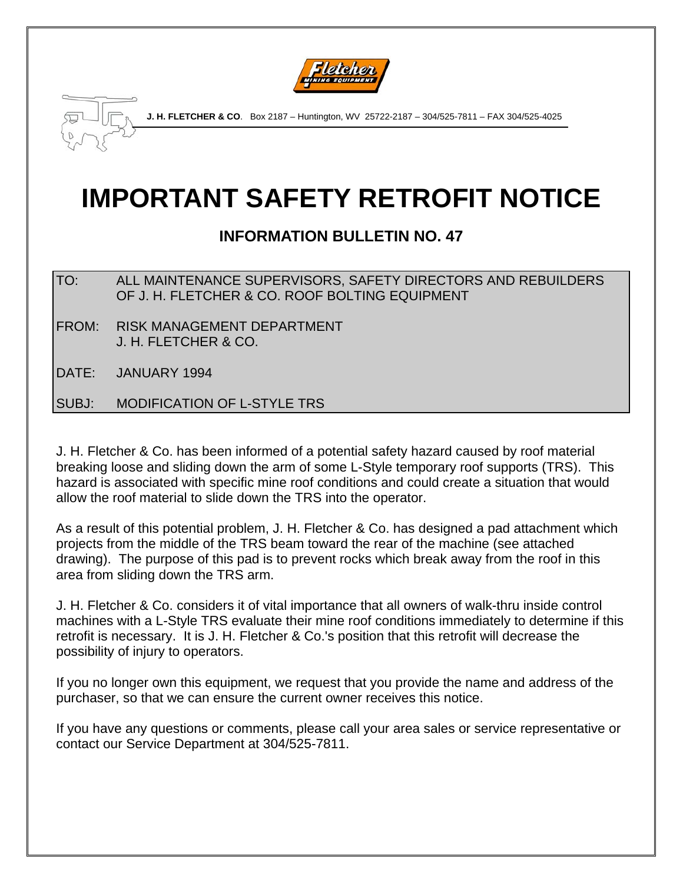**J. H. FLETCHER & CO**. Box 2187 – Huntington, WV 25722-2187 – 304/525-7811 – FAX 304/525-4025

# IMPORTANT SAFETY RETROFIT NOTICE

## INFORMATION BULLETIN NO. 47

| | |
|---|---|
| TO: | ALL MAINTENANCE SUPERVISORS, SAFETY DIRECTORS AND REBUILDERS OF J. H. FLETCHER & CO. ROOF BOLTING EQUIPMENT |
| FROM: | RISK MANAGEMENT DEPARTMENT<br>J. H. FLETCHER & CO. |
| DATE: | JANUARY 1994 |
| SUBJ: | MODIFICATION OF L-STYLE TRS |

J. H. Fletcher & Co. has been informed of a potential safety hazard caused by roof material breaking loose and sliding down the arm of some L-Style temporary roof supports (TRS). This hazard is associated with specific mine roof conditions and could create a situation that would allow the roof material to slide down the TRS into the operator.

As a result of this potential problem, J. H. Fletcher & Co. has designed a pad attachment which projects from the middle of the TRS beam toward the rear of the machine (see attached drawing). The purpose of this pad is to prevent rocks which break away from the roof in this area from sliding down the TRS arm.

J. H. Fletcher & Co. considers it of vital importance that all owners of walk-thru inside control machines with a L-Style TRS evaluate their mine roof conditions immediately to determine if this retrofit is necessary. It is J. H. Fletcher & Co.'s position that this retrofit will decrease the possibility of injury to operators.

If you no longer own this equipment, we request that you provide the name and address of the purchaser, so that we can ensure the current owner receives this notice.

If you have any questions or comments, please call your area sales or service representative or contact our Service Department at 304/525-7811.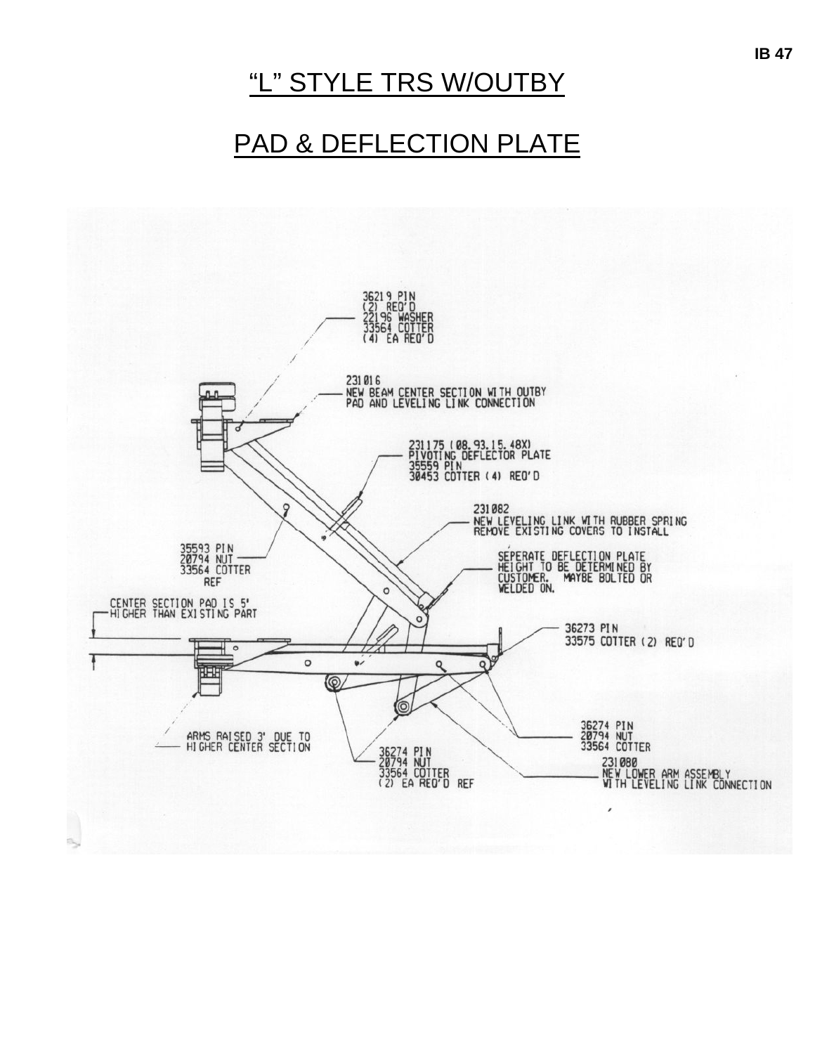# "L" STYLE TRS W/OUTBY

# PAD & DEFLECTION PLATE

36219 PIN
(2) REQ'D
22196 WASHER
33564 COTTER
(4) EA REQ'D

231016
NEW BEAM CENTER SECTION WITH OUTBY
PAD AND LEVELING LINK CONNECTION

231175 (08.93.15.48X)
PIVOTING DEFLECTOR PLATE
35559 PIN
30453 COTTER (4) REQ'D

231082
NEW LEVELING LINK WITH RUBBER SPRING
REMOVE EXISTING COVERS TO INSTALL

35593 PIN
20794 NUT
33564 COTTER
REF

SEPERATE DEFLECTION PLATE
HEIGHT TO BE DETERMINED BY
CUSTOMER. MAYBE BOLTED OR
WELDED ON.

CENTER SECTION PAD IS 5"
HIGHER THAN EXISTING PART

36273 PIN
33575 COTTER (2) REQ'D

36274 PIN
20794 NUT
33564 COTTER

ARMS RAISED 3" DUE TO
HIGHER CENTER SECTION

36274 PIN
20794 NUT
33564 COTTER
(2) EA REQ'D REF

231080
NEW LOWER ARM ASSEMBLY
WITH LEVELING LINK CONNECTION